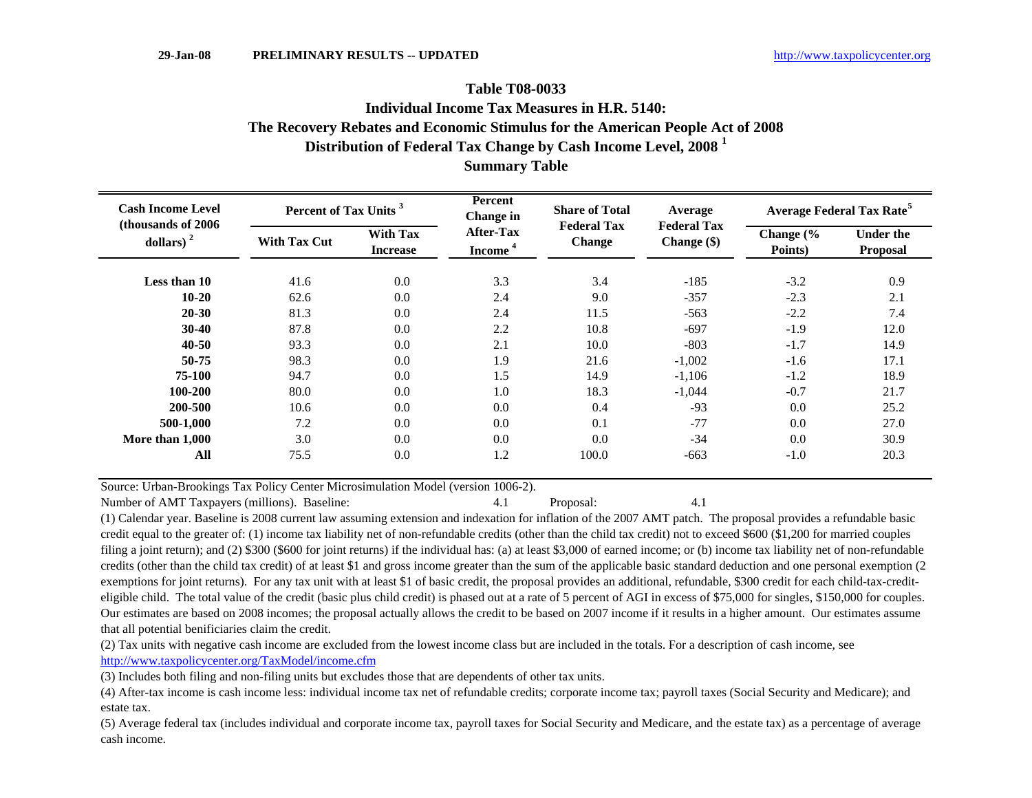29-Jan-08 **PRELIMINARY RESULTS -- UPDATED** http://www.taxpolicycenter.org

# Table T08-0033
## Individual Income Tax Measures in H.R. 5140:
## The Recovery Rebates and Economic Stimulus for the American People Act of 2008
## Distribution of Federal Tax Change by Cash Income Level, 2008 [1]
## Summary Table

| Cash Income Level (thousands of 2006 dollars) [2] | Percent of Tax Units [3] | | Percent Change in After-Tax Income [4] | Share of Total Federal Tax Change | Average Federal Tax Change ($) | Average Federal Tax Rate[5] | |
|---|---|---|---|---|---|---|---|
| | With Tax Cut | With Tax Increase | | | | Change (% Points) | Under the Proposal |
| Less than 10 | 41.6 | 0.0 | 3.3 | 3.4 | -185 | -3.2 | 0.9 |
| 10-20 | 62.6 | 0.0 | 2.4 | 9.0 | -357 | -2.3 | 2.1 |
| 20-30 | 81.3 | 0.0 | 2.4 | 11.5 | -563 | -2.2 | 7.4 |
| 30-40 | 87.8 | 0.0 | 2.2 | 10.8 | -697 | -1.9 | 12.0 |
| 40-50 | 93.3 | 0.0 | 2.1 | 10.0 | -803 | -1.7 | 14.9 |
| 50-75 | 98.3 | 0.0 | 1.9 | 21.6 | -1,002 | -1.6 | 17.1 |
| 75-100 | 94.7 | 0.0 | 1.5 | 14.9 | -1,106 | -1.2 | 18.9 |
| 100-200 | 80.0 | 0.0 | 1.0 | 18.3 | -1,044 | -0.7 | 21.7 |
| 200-500 | 10.6 | 0.0 | 0.0 | 0.4 | -93 | 0.0 | 25.2 |
| 500-1,000 | 7.2 | 0.0 | 0.0 | 0.1 | -77 | 0.0 | 27.0 |
| More than 1,000 | 3.0 | 0.0 | 0.0 | 0.0 | -34 | 0.0 | 30.9 |
| All | 75.5 | 0.0 | 1.2 | 100.0 | -663 | -1.0 | 20.3 |

Source: Urban-Brookings Tax Policy Center Microsimulation Model (version 1006-2).

Number of AMT Taxpayers (millions). Baseline: 4.1 Proposal: 4.1

(1) Calendar year. Baseline is 2008 current law assuming extension and indexation for inflation of the 2007 AMT patch. The proposal provides a refundable basic credit equal to the greater of: (1) income tax liability net of non-refundable credits (other than the child tax credit) not to exceed $600 ($1,200 for married couples filing a joint return); and (2) $300 ($600 for joint returns) if the individual has: (a) at least $3,000 of earned income; or (b) income tax liability net of non-refundable credits (other than the child tax credit) of at least $1 and gross income greater than the sum of the applicable basic standard deduction and one personal exemption (2 exemptions for joint returns). For any tax unit with at least $1 of basic credit, the proposal provides an additional, refundable, $300 credit for each child-tax-credit-eligible child. The total value of the credit (basic plus child credit) is phased out at a rate of 5 percent of AGI in excess of $75,000 for singles, $150,000 for couples. Our estimates are based on 2008 incomes; the proposal actually allows the credit to be based on 2007 income if it results in a higher amount. Our estimates assume that all potential benificiaries claim the credit.

(2) Tax units with negative cash income are excluded from the lowest income class but are included in the totals. For a description of cash income, see http://www.taxpolicycenter.org/TaxModel/income.cfm

(3) Includes both filing and non-filing units but excludes those that are dependents of other tax units.

(4) After-tax income is cash income less: individual income tax net of refundable credits; corporate income tax; payroll taxes (Social Security and Medicare); and estate tax.

(5) Average federal tax (includes individual and corporate income tax, payroll taxes for Social Security and Medicare, and the estate tax) as a percentage of average cash income.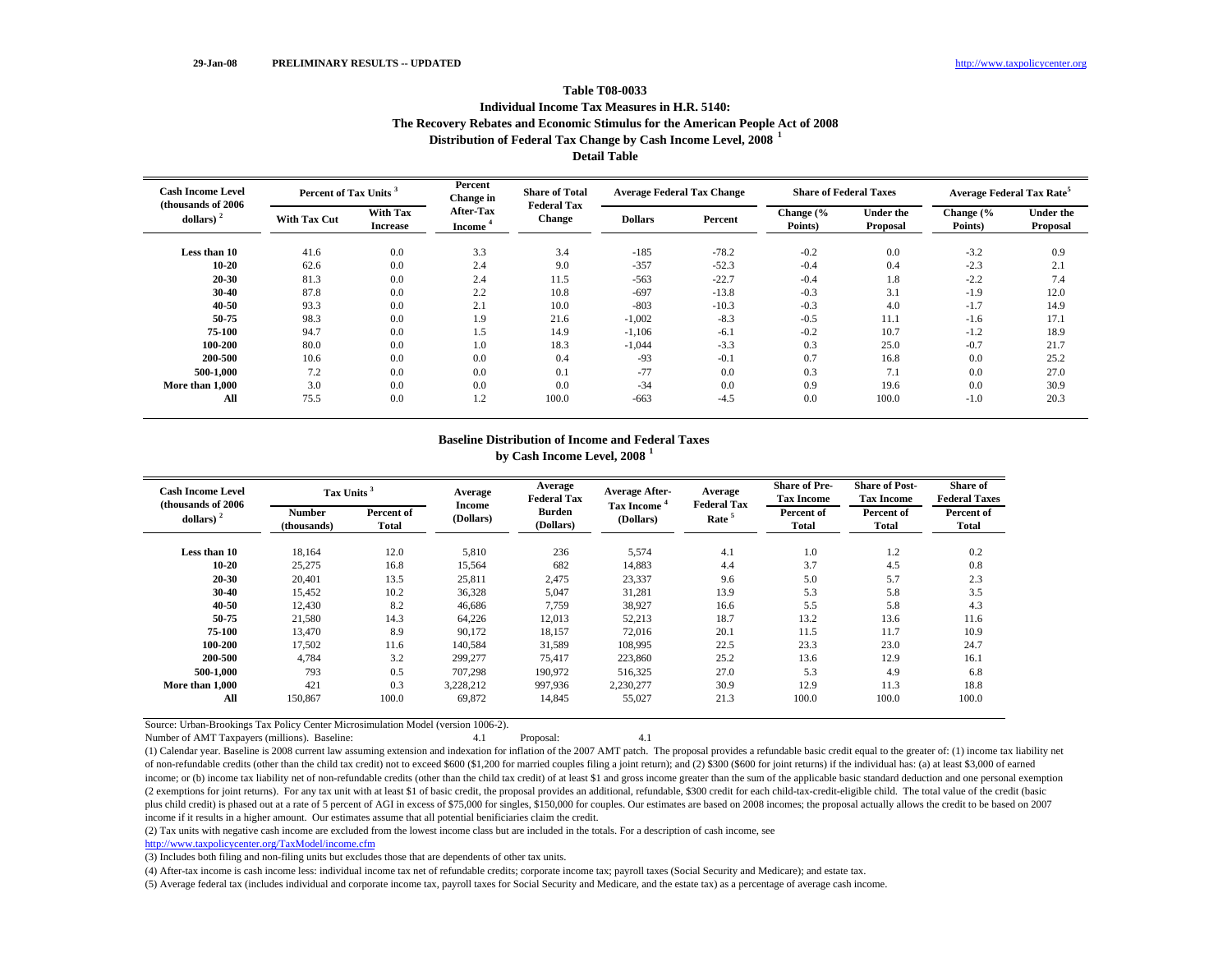29-Jan-08 **PRELIMINARY RESULTS -- UPDATED** http://www.taxpolicycenter.org

## Table T08-0033
## Individual Income Tax Measures in H.R. 5140:
## The Recovery Rebates and Economic Stimulus for the American People Act of 2008
## Distribution of Federal Tax Change by Cash Income Level, 2008 [1]
## Detail Table

| Cash Income Level (thousands of 2006 dollars) [2] | Percent of Tax Units [3] | | Percent Change in After-Tax Income [4] | Share of Total Federal Tax Change | Average Federal Tax Change | | Share of Federal Taxes | | Average Federal Tax Rate[5] | |
|---|---|---|---|---|---|---|---|---|---|---|
| | With Tax Cut | With Tax Increase | | | Dollars | Percent | Change (% Points) | Under the Proposal | Change (% Points) | Under the Proposal |
| Less than 10 | 41.6 | 0.0 | 3.3 | 3.4 | -185 | -78.2 | -0.2 | 0.0 | -3.2 | 0.9 |
| 10-20 | 62.6 | 0.0 | 2.4 | 9.0 | -357 | -52.3 | -0.4 | 0.4 | -2.3 | 2.1 |
| 20-30 | 81.3 | 0.0 | 2.4 | 11.5 | -563 | -22.7 | -0.4 | 1.8 | -2.2 | 7.4 |
| 30-40 | 87.8 | 0.0 | 2.2 | 10.8 | -697 | -13.8 | -0.3 | 3.1 | -1.9 | 12.0 |
| 40-50 | 93.3 | 0.0 | 2.1 | 10.0 | -803 | -10.3 | -0.3 | 4.0 | -1.7 | 14.9 |
| 50-75 | 98.3 | 0.0 | 1.9 | 21.6 | -1,002 | -8.3 | -0.5 | 11.1 | -1.6 | 17.1 |
| 75-100 | 94.7 | 0.0 | 1.5 | 14.9 | -1,106 | -6.1 | -0.2 | 10.7 | -1.2 | 18.9 |
| 100-200 | 80.0 | 0.0 | 1.0 | 18.3 | -1,044 | -3.3 | 0.3 | 25.0 | -0.7 | 21.7 |
| 200-500 | 10.6 | 0.0 | 0.0 | 0.4 | -93 | -0.1 | 0.7 | 16.8 | 0.0 | 25.2 |
| 500-1,000 | 7.2 | 0.0 | 0.0 | 0.1 | -77 | 0.0 | 0.3 | 7.1 | 0.0 | 27.0 |
| More than 1,000 | 3.0 | 0.0 | 0.0 | 0.0 | -34 | 0.0 | 0.9 | 19.6 | 0.0 | 30.9 |
| All | 75.5 | 0.0 | 1.2 | 100.0 | -663 | -4.5 | 0.0 | 100.0 | -1.0 | 20.3 |

## Baseline Distribution of Income and Federal Taxes
## by Cash Income Level, 2008 [1]

| Cash Income Level (thousands of 2006 dollars) [2] | Tax Units [3] | | Average Income (Dollars) | Average Federal Tax Burden (Dollars) | Average After-Tax Income [4] (Dollars) | Average Federal Tax Rate [5] | Share of Pre-Tax Income | Share of Post-Tax Income | Share of Federal Taxes |
|---|---|---|---|---|---|---|---|---|---|
| | Number (thousands) | Percent of Total | | | | | Percent of Total | Percent of Total | Percent of Total |
| Less than 10 | 18,164 | 12.0 | 5,810 | 236 | 5,574 | 4.1 | 1.0 | 1.2 | 0.2 |
| 10-20 | 25,275 | 16.8 | 15,564 | 682 | 14,883 | 4.4 | 3.7 | 4.5 | 0.8 |
| 20-30 | 20,401 | 13.5 | 25,811 | 2,475 | 23,337 | 9.6 | 5.0 | 5.7 | 2.3 |
| 30-40 | 15,452 | 10.2 | 36,328 | 5,047 | 31,281 | 13.9 | 5.3 | 5.8 | 3.5 |
| 40-50 | 12,430 | 8.2 | 46,686 | 7,759 | 38,927 | 16.6 | 5.5 | 5.8 | 4.3 |
| 50-75 | 21,580 | 14.3 | 64,226 | 12,013 | 52,213 | 18.7 | 13.2 | 13.6 | 11.6 |
| 75-100 | 13,470 | 8.9 | 90,172 | 18,157 | 72,016 | 20.1 | 11.5 | 11.7 | 10.9 |
| 100-200 | 17,502 | 11.6 | 140,584 | 31,589 | 108,995 | 22.5 | 23.3 | 23.0 | 24.7 |
| 200-500 | 4,784 | 3.2 | 299,277 | 75,417 | 223,860 | 25.2 | 13.6 | 12.9 | 16.1 |
| 500-1,000 | 793 | 0.5 | 707,298 | 190,972 | 516,325 | 27.0 | 5.3 | 4.9 | 6.8 |
| More than 1,000 | 421 | 0.3 | 3,228,212 | 997,936 | 2,230,277 | 30.9 | 12.9 | 11.3 | 18.8 |
| All | 150,867 | 100.0 | 69,872 | 14,845 | 55,027 | 21.3 | 100.0 | 100.0 | 100.0 |

Source: Urban-Brookings Tax Policy Center Microsimulation Model (version 1006-2).

Number of AMT Taxpayers (millions). Baseline: 4.1 Proposal: 4.1

(1) Calendar year. Baseline is 2008 current law assuming extension and indexation for inflation of the 2007 AMT patch. The proposal provides a refundable basic credit equal to the greater of: (1) income tax liability net of non-refundable credits (other than the child tax credit) not to exceed $600 ($1,200 for married couples filing a joint return); and (2) $300 ($600 for joint returns) if the individual has: (a) at least $3,000 of earned income; or (b) income tax liability net of non-refundable credits (other than the child tax credit) of at least $1 and gross income greater than the sum of the applicable basic standard deduction and one personal exemption (2 exemptions for joint returns). For any tax unit with at least $1 of basic credit, the proposal provides an additional, refundable, $300 credit for each child-tax-credit-eligible child. The total value of the credit (basic plus child credit) is phased out at a rate of 5 percent of AGI in excess of $75,000 for singles, $150,000 for couples. Our estimates are based on 2008 incomes; the proposal actually allows the credit to be based on 2007 income if it results in a higher amount. Our estimates assume that all potential benificiaries claim the credit.

(2) Tax units with negative cash income are excluded from the lowest income class but are included in the totals. For a description of cash income, see http://www.taxpolicycenter.org/TaxModel/income.cfm

(3) Includes both filing and non-filing units but excludes those that are dependents of other tax units.

(4) After-tax income is cash income less: individual income tax net of refundable credits; corporate income tax; payroll taxes (Social Security and Medicare); and estate tax.

(5) Average federal tax (includes individual and corporate income tax, payroll taxes for Social Security and Medicare, and the estate tax) as a percentage of average cash income.